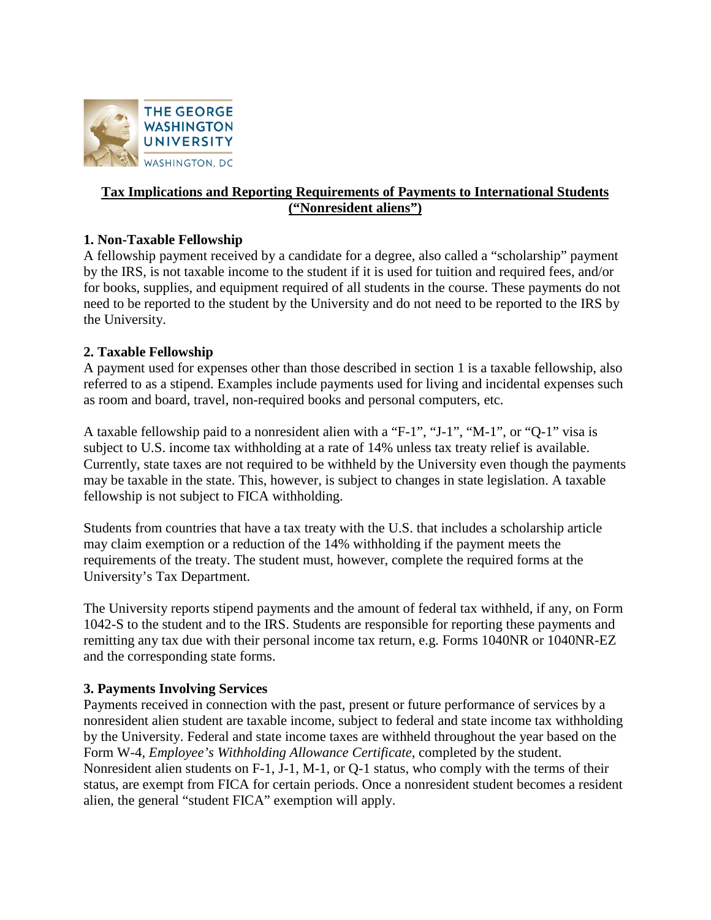# Tax Implications and Reporting Requirements of Payments to International Students ("Nonresident aliens")

## 1. Non-Taxable Fellowship

A fellowship payment received by a candidate for a degree, also called a "scholarship" payment by the IRS, is not taxable income to the student if it is used for tuition and required fees, and/or for books, supplies, and equipment required of all students in the course. These payments do not need to be reported to the student by the University and do not need to be reported to the IRS by the University.

## 2. Taxable Fellowship

A payment used for expenses other than those described in section 1 is a taxable fellowship, also referred to as a stipend. Examples include payments used for living and incidental expenses such as room and board, travel, non-required books and personal computers, etc.

A taxable fellowship paid to a nonresident alien with a "F-1", "J-1", "M-1", or "Q-1" visa is subject to U.S. income tax withholding at a rate of 14% unless tax treaty relief is available. Currently, state taxes are not required to be withheld by the University even though the payments may be taxable in the state. This, however, is subject to changes in state legislation. A taxable fellowship is not subject to FICA withholding.

Students from countries that have a tax treaty with the U.S. that includes a scholarship article may claim exemption or a reduction of the 14% withholding if the payment meets the requirements of the treaty. The student must, however, complete the required forms at the University's Tax Department.

The University reports stipend payments and the amount of federal tax withheld, if any, on Form 1042-S to the student and to the IRS. Students are responsible for reporting these payments and remitting any tax due with their personal income tax return, e.g. Forms 1040NR or 1040NR-EZ and the corresponding state forms.

## 3. Payments Involving Services

Payments received in connection with the past, present or future performance of services by a nonresident alien student are taxable income, subject to federal and state income tax withholding by the University. Federal and state income taxes are withheld throughout the year based on the Form W-4, *Employee's Withholding Allowance Certificate*, completed by the student. Nonresident alien students on F-1, J-1, M-1, or Q-1 status, who comply with the terms of their status, are exempt from FICA for certain periods. Once a nonresident student becomes a resident alien, the general "student FICA" exemption will apply.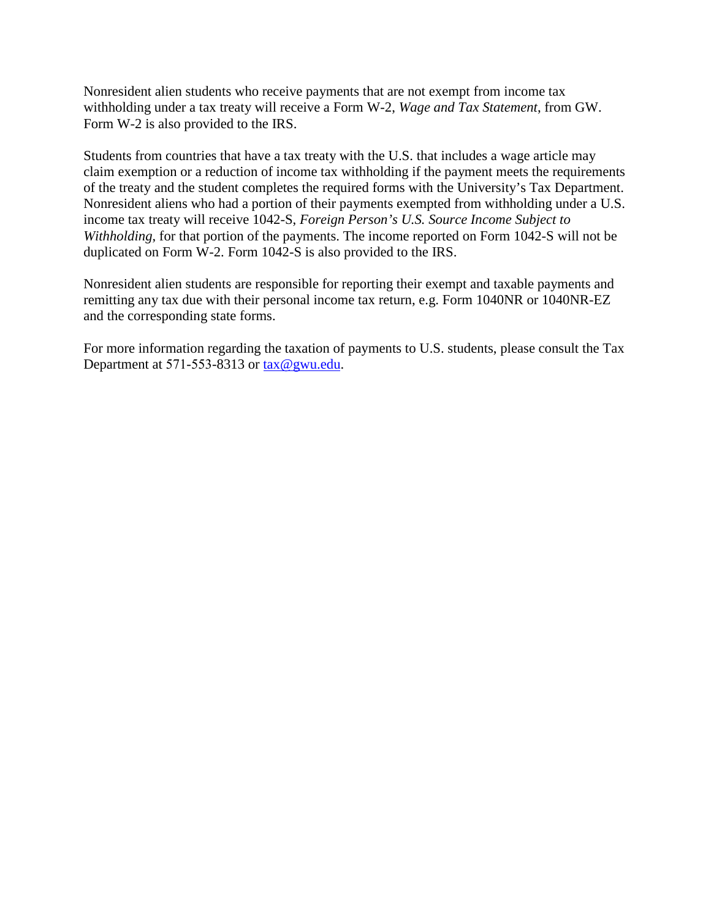Nonresident alien students who receive payments that are not exempt from income tax withholding under a tax treaty will receive a Form W-2, *Wage and Tax Statement*, from GW. Form W-2 is also provided to the IRS.

Students from countries that have a tax treaty with the U.S. that includes a wage article may claim exemption or a reduction of income tax withholding if the payment meets the requirements of the treaty and the student completes the required forms with the University's Tax Department. Nonresident aliens who had a portion of their payments exempted from withholding under a U.S. income tax treaty will receive 1042-S, *Foreign Person's U.S. Source Income Subject to Withholding*, for that portion of the payments. The income reported on Form 1042-S will not be duplicated on Form W-2. Form 1042-S is also provided to the IRS.

Nonresident alien students are responsible for reporting their exempt and taxable payments and remitting any tax due with their personal income tax return, e.g. Form 1040NR or 1040NR-EZ and the corresponding state forms.

For more information regarding the taxation of payments to U.S. students, please consult the Tax Department at 571-553-8313 or [tax@gwu.edu](mailto:tax@gwu.edu).